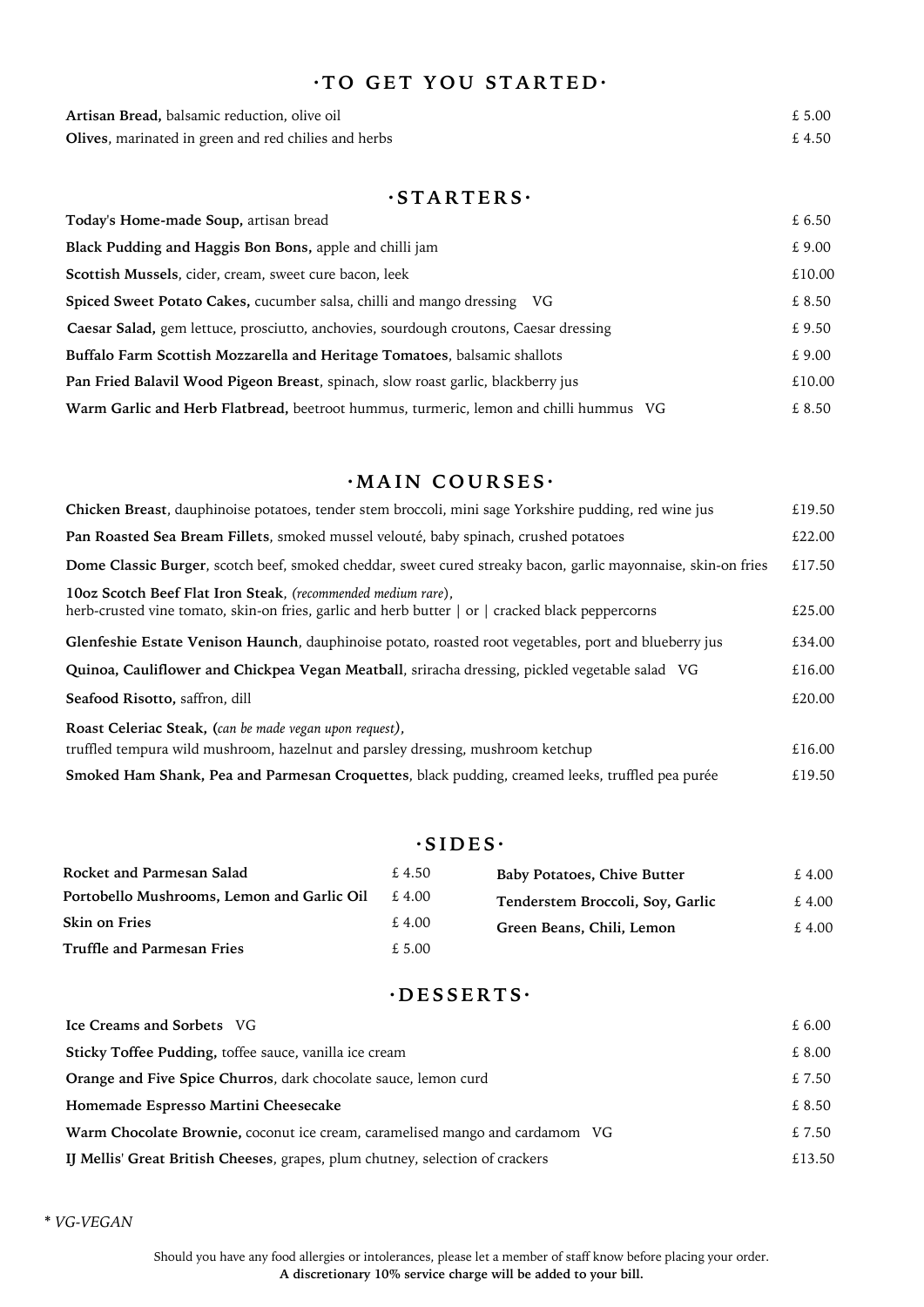## ·TO GET YOU STARTED·

| | |
|---|---|
| **Artisan Bread,** balsamic reduction, olive oil | £ 5.00 |
| **Olives**, marinated in green and red chilies and herbs | £ 4.50 |

## ·STARTERS·

| | |
|---|---|
| **Today's Home-made Soup,** artisan bread | £ 6.50 |
| **Black Pudding and Haggis Bon Bons,** apple and chilli jam | £ 9.00 |
| **Scottish Mussels**, cider, cream, sweet cure bacon, leek | £10.00 |
| **Spiced Sweet Potato Cakes,** cucumber salsa, chilli and mango dressing VG | £ 8.50 |
| **Caesar Salad,** gem lettuce, prosciutto, anchovies, sourdough croutons, Caesar dressing | £ 9.50 |
| **Buffalo Farm Scottish Mozzarella and Heritage Tomatoes**, balsamic shallots | £ 9.00 |
| **Pan Fried Balavil Wood Pigeon Breast**, spinach, slow roast garlic, blackberry jus | £10.00 |
| **Warm Garlic and Herb Flatbread,** beetroot hummus, turmeric, lemon and chilli hummus VG | £ 8.50 |

## ·MAIN COURSES·

| | |
|---|---|
| **Chicken Breast**, dauphinoise potatoes, tender stem broccoli, mini sage Yorkshire pudding, red wine jus | £19.50 |
| **Pan Roasted Sea Bream Fillets**, smoked mussel velouté, baby spinach, crushed potatoes | £22.00 |
| **Dome Classic Burger**, scotch beef, smoked cheddar, sweet cured streaky bacon, garlic mayonnaise, skin-on fries | £17.50 |
| **10oz Scotch Beef Flat Iron Steak**, *(recommended medium rare)*, herb-crusted vine tomato, skin-on fries, garlic and herb butter \| or \| cracked black peppercorns | £25.00 |
| **Glenfeshie Estate Venison Haunch**, dauphinoise potato, roasted root vegetables, port and blueberry jus | £34.00 |
| **Quinoa, Cauliflower and Chickpea Vegan Meatball**, sriracha dressing, pickled vegetable salad VG | £16.00 |
| **Seafood Risotto,** saffron, dill | £20.00 |
| **Roast Celeriac Steak, (***can be made vegan upon request***)**, truffled tempura wild mushroom, hazelnut and parsley dressing, mushroom ketchup | £16.00 |
| **Smoked Ham Shank, Pea and Parmesan Croquettes**, black pudding, creamed leeks, truffled pea purée | £19.50 |

## ·SIDES·

| | |
|---|---|
| **Rocket and Parmesan Salad** | £ 4.50 |
| **Portobello Mushrooms, Lemon and Garlic Oil** | £ 4.00 |
| **Skin on Fries** | £ 4.00 |
| **Truffle and Parmesan Fries** | £ 5.00 |
| **Baby Potatoes, Chive Butter** | £ 4.00 |
| **Tenderstem Broccoli, Soy, Garlic** | £ 4.00 |
| **Green Beans, Chili, Lemon** | £ 4.00 |

## ·DESSERTS·

| | |
|---|---|
| **Ice Creams and Sorbets** VG | £ 6.00 |
| **Sticky Toffee Pudding,** toffee sauce, vanilla ice cream | £ 8.00 |
| **Orange and Five Spice Churros**, dark chocolate sauce, lemon curd | £ 7.50 |
| **Homemade Espresso Martini Cheesecake** | £ 8.50 |
| **Warm Chocolate Brownie,** coconut ice cream, caramelised mango and cardamom VG | £ 7.50 |
| **IJ Mellis' Great British Cheeses**, grapes, plum chutney, selection of crackers | £13.50 |

*\* VG-VEGAN*

Should you have any food allergies or intolerances, please let a member of staff know before placing your order.
**A discretionary 10% service charge will be added to your bill.**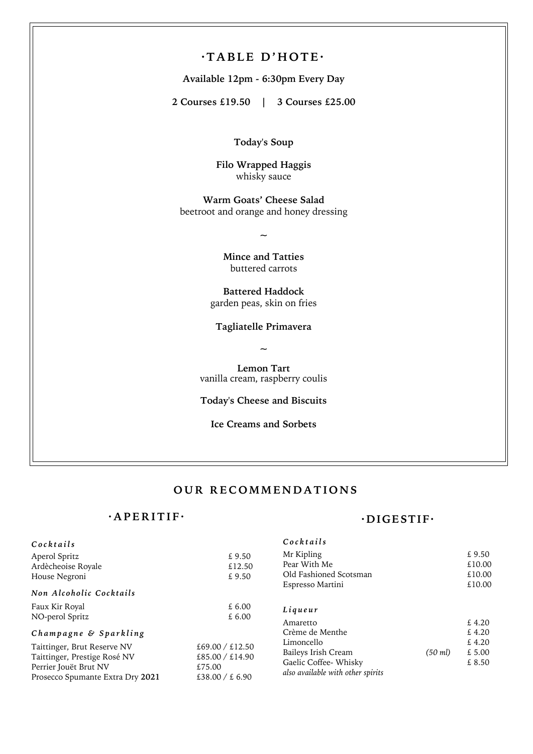# ·TABLE D'HOTE·

**Available 12pm - 6:30pm Every Day**

**2 Courses £19.50 | 3 Courses £25.00**

**Today's Soup**

**Filo Wrapped Haggis**
whisky sauce

**Warm Goats' Cheese Salad**
beetroot and orange and honey dressing

~

**Mince and Tatties**
buttered carrots

**Battered Haddock**
garden peas, skin on fries

**Tagliatelle Primavera**

~

**Lemon Tart**
vanilla cream, raspberry coulis

**Today's Cheese and Biscuits**

**Ice Creams and Sorbets**

## OUR RECOMMENDATIONS

### ·APERITIF·

***Cocktails***

| | |
|---|---|
| Aperol Spritz | £ 9.50 |
| Ardècheoise Royale | £12.50 |
| House Negroni | £ 9.50 |

***Non Alcoholic Cocktails***

| | |
|---|---|
| Faux Kir Royal | £ 6.00 |
| NO-perol Spritz | £ 6.00 |

***Champagne & Sparkling***

| | |
|---|---|
| Taittinger, Brut Reserve NV | £69.00 / £12.50 |
| Taittinger, Prestige Rosé NV | £85.00 / £14.90 |
| Perrier Jouët Brut NV | £75.00 |
| Prosecco Spumante Extra Dry **2021** | £38.00 / £ 6.90 |

### ·DIGESTIF·

***Cocktails***

| | |
|---|---|
| Mr Kipling | £ 9.50 |
| Pear With Me | £10.00 |
| Old Fashioned Scotsman | £10.00 |
| Espresso Martini | £10.00 |

***Liqueur***

| | | |
|---|---|---|
| Amaretto | | £ 4.20 |
| Crème de Menthe | | £ 4.20 |
| Limoncello | | £ 4.20 |
| Baileys Irish Cream | *(50 ml)* | £ 5.00 |
| Gaelic Coffee- Whisky | | £ 8.50 |

*also available with other spirits*